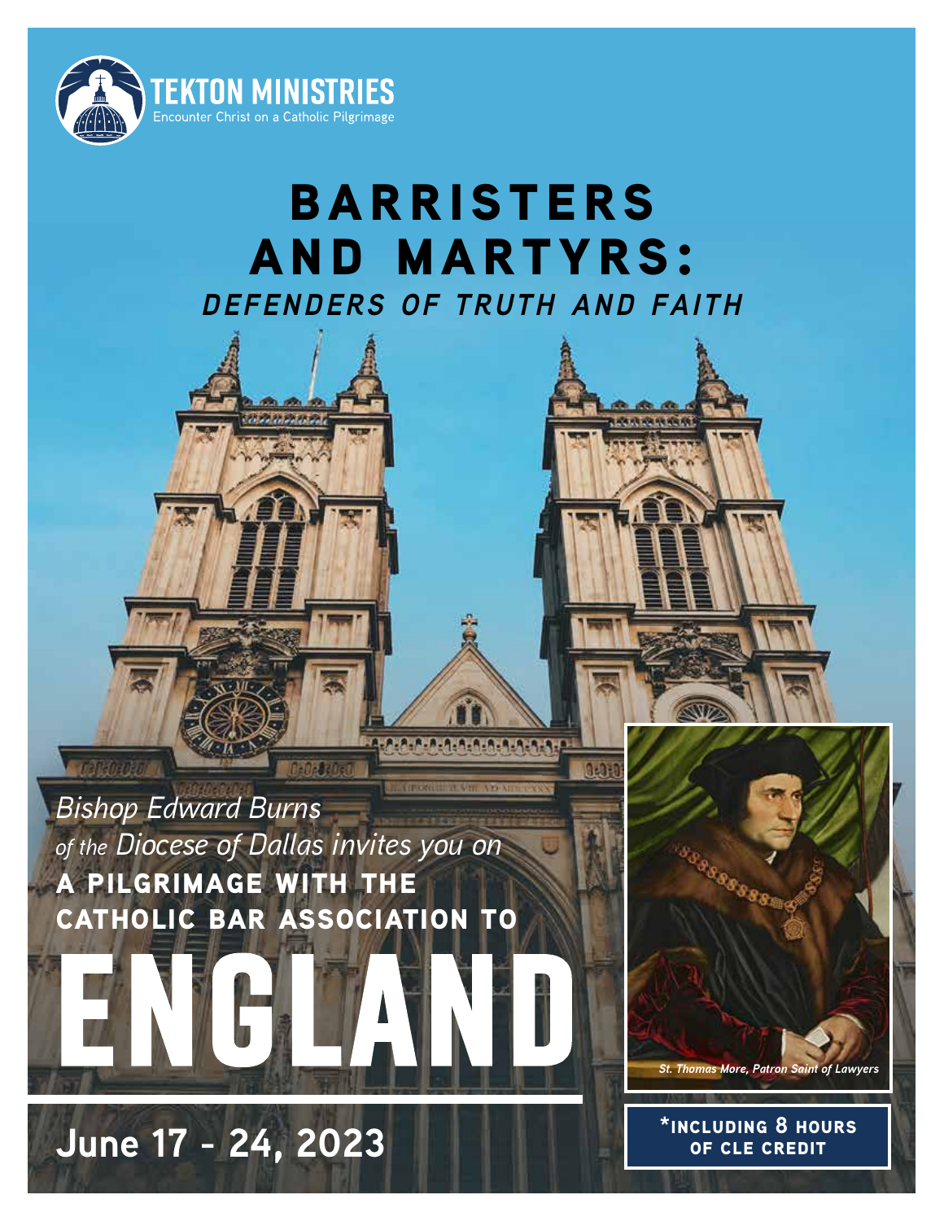TEKTON MINISTRIES
Encounter Christ on a Catholic Pilgrimage

# BARRISTERS AND MARTYRS:

## *DEFENDERS OF TRUTH AND FAITH*

*Bishop Edward Burns of the Diocese of Dallas invites you on*

**A PILGRIMAGE WITH THE CATHOLIC BAR ASSOCIATION TO**

# ENGLAND

*St. Thomas More, Patron Saint of Lawyers*

## June 17 - 24, 2023

**\*INCLUDING 8 HOURS OF CLE CREDIT**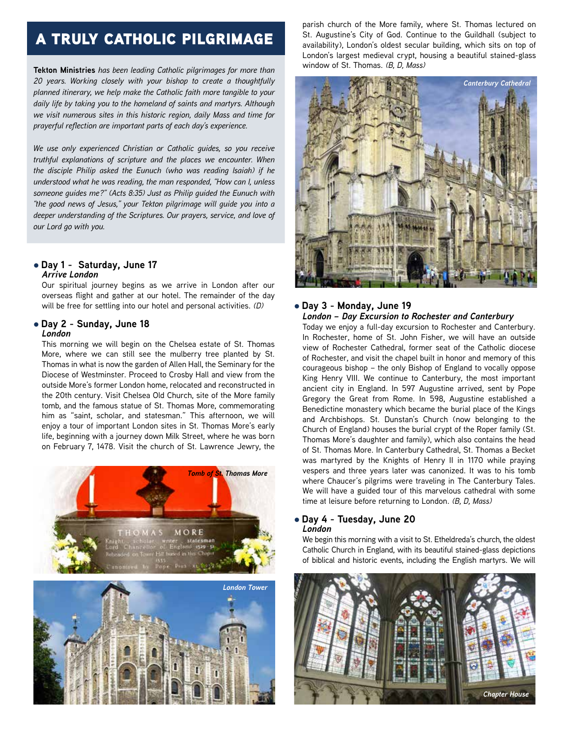# A TRULY CATHOLIC PILGRIMAGE

**Tekton Ministries** *has been leading Catholic pilgrimages for more than 20 years. Working closely with your bishop to create a thoughtfully planned itinerary, we help make the Catholic faith more tangible to your daily life by taking you to the homeland of saints and martyrs. Although we visit numerous sites in this historic region, daily Mass and time for prayerful reflection are important parts of each day's experience.*

*We use only experienced Christian or Catholic guides, so you receive truthful explanations of scripture and the places we encounter. When the disciple Philip asked the Eunuch (who was reading Isaiah) if he understood what he was reading, the man responded, "How can I, unless someone guides me?" (Acts 8:35) Just as Philip guided the Eunuch with "the good news of Jesus," your Tekton pilgrimage will guide you into a deeper understanding of the Scriptures. Our prayers, service, and love of our Lord go with you.*

## Day 1 - Saturday, June 17
### *Arrive London*

Our spiritual journey begins as we arrive in London after our overseas flight and gather at our hotel. The remainder of the day will be free for settling into our hotel and personal activities. *(D)*

## Day 2 - Sunday, June 18
### *London*

This morning we will begin on the Chelsea estate of St. Thomas More, where we can still see the mulberry tree planted by St. Thomas in what is now the garden of Allen Hall, the Seminary for the Diocese of Westminster. Proceed to Crosby Hall and view from the outside More's former London home, relocated and reconstructed in the 20th century. Visit Chelsea Old Church, site of the More family tomb, and the famous statue of St. Thomas More, commemorating him as "saint, scholar, and statesman." This afternoon, we will enjoy a tour of important London sites in St. Thomas More's early life, beginning with a journey down Milk Street, where he was born on February 7, 1478. Visit the church of St. Lawrence Jewry, the parish church of the More family, where St. Thomas lectured on St. Augustine's City of God. Continue to the Guildhall (subject to availability), London's oldest secular building, which sits on top of London's largest medieval crypt, housing a beautiful stained-glass window of St. Thomas. *(B, D, Mass)*

*Tomb of St. Thomas More*

*London Tower*

*Canterbury Cathedral*

## Day 3 - Monday, June 19
### *London – Day Excursion to Rochester and Canterbury*

Today we enjoy a full-day excursion to Rochester and Canterbury. In Rochester, home of St. John Fisher, we will have an outside view of Rochester Cathedral, former seat of the Catholic diocese of Rochester, and visit the chapel built in honor and memory of this courageous bishop – the only Bishop of England to vocally oppose King Henry VIII. We continue to Canterbury, the most important ancient city in England. In 597 Augustine arrived, sent by Pope Gregory the Great from Rome. In 598, Augustine established a Benedictine monastery which became the burial place of the Kings and Archbishops. St. Dunstan's Church (now belonging to the Church of England) houses the burial crypt of the Roper family (St. Thomas More's daughter and family), which also contains the head of St. Thomas More. In Canterbury Cathedral, St. Thomas a Becket was martyred by the Knights of Henry II in 1170 while praying vespers and three years later was canonized. It was to his tomb where Chaucer's pilgrims were traveling in The Canterbury Tales. We will have a guided tour of this marvelous cathedral with some time at leisure before returning to London. *(B, D, Mass)*

## Day 4 - Tuesday, June 20
### *London*

We begin this morning with a visit to St. Etheldreda's church, the oldest Catholic Church in England, with its beautiful stained-glass depictions of biblical and historic events, including the English martyrs. We will

*Chapter House*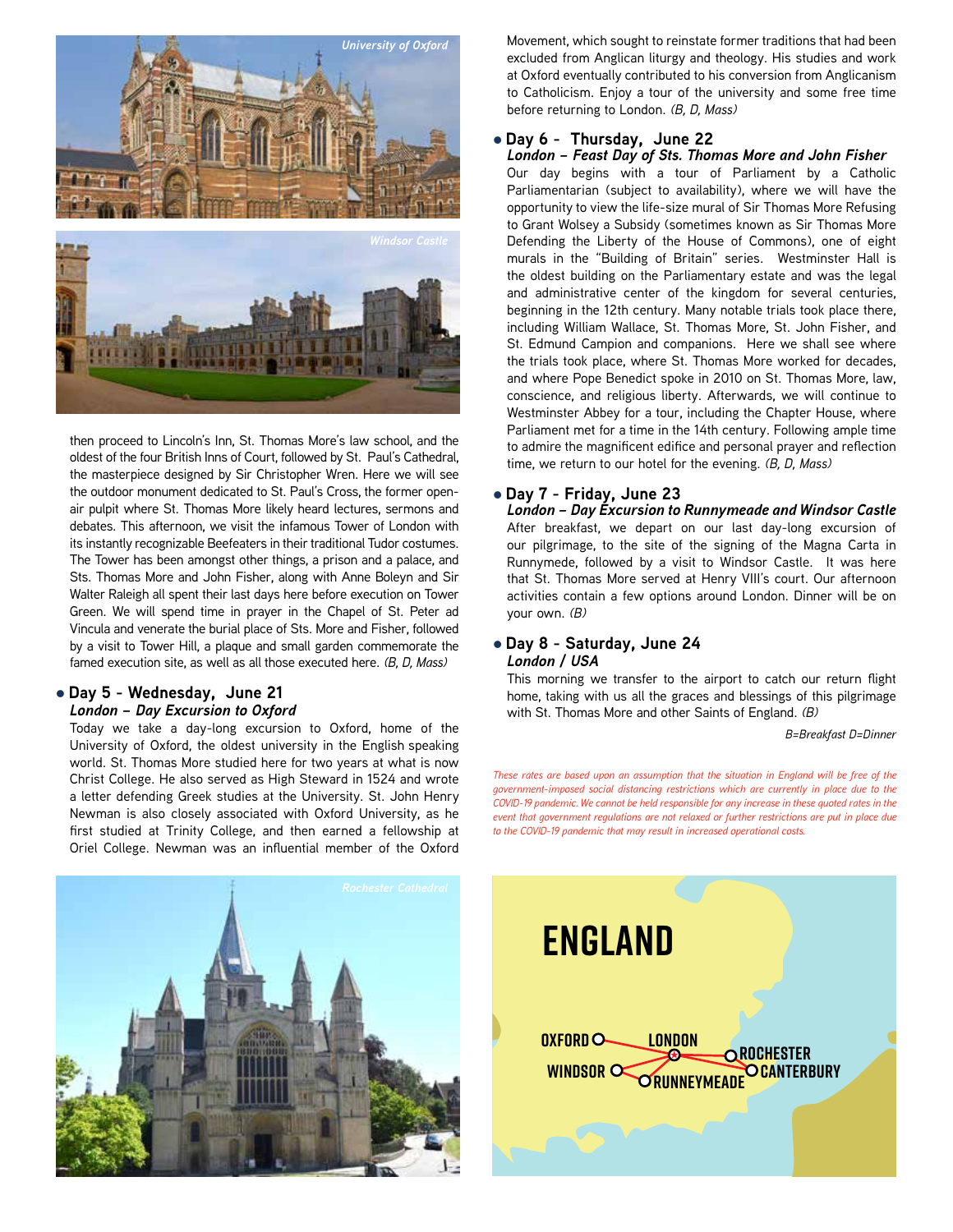*University of Oxford*

*Windsor Castle*

then proceed to Lincoln's Inn, St. Thomas More's law school, and the oldest of the four British Inns of Court, followed by St. Paul's Cathedral, the masterpiece designed by Sir Christopher Wren. Here we will see the outdoor monument dedicated to St. Paul's Cross, the former open-air pulpit where St. Thomas More likely heard lectures, sermons and debates. This afternoon, we visit the infamous Tower of London with its instantly recognizable Beefeaters in their traditional Tudor costumes. The Tower has been amongst other things, a prison and a palace, and Sts. Thomas More and John Fisher, along with Anne Boleyn and Sir Walter Raleigh all spent their last days here before execution on Tower Green. We will spend time in prayer in the Chapel of St. Peter ad Vincula and venerate the burial place of Sts. More and Fisher, followed by a visit to Tower Hill, a plaque and small garden commemorate the famed execution site, as well as all those executed here. *(B, D, Mass)*

## • Day 5 - Wednesday, June 21

### *London – Day Excursion to Oxford*

Today we take a day-long excursion to Oxford, home of the University of Oxford, the oldest university in the English speaking world. St. Thomas More studied here for two years at what is now Christ College. He also served as High Steward in 1524 and wrote a letter defending Greek studies at the University. St. John Henry Newman is also closely associated with Oxford University, as he first studied at Trinity College, and then earned a fellowship at Oriel College. Newman was an influential member of the Oxford Movement, which sought to reinstate former traditions that had been excluded from Anglican liturgy and theology. His studies and work at Oxford eventually contributed to his conversion from Anglicanism to Catholicism. Enjoy a tour of the university and some free time before returning to London. *(B, D, Mass)*

## • Day 6 - Thursday, June 22

### *London – Feast Day of Sts. Thomas More and John Fisher*

Our day begins with a tour of Parliament by a Catholic Parliamentarian (subject to availability), where we will have the opportunity to view the life-size mural of Sir Thomas More Refusing to Grant Wolsey a Subsidy (sometimes known as Sir Thomas More Defending the Liberty of the House of Commons), one of eight murals in the "Building of Britain" series. Westminster Hall is the oldest building on the Parliamentary estate and was the legal and administrative center of the kingdom for several centuries, beginning in the 12th century. Many notable trials took place there, including William Wallace, St. Thomas More, St. John Fisher, and St. Edmund Campion and companions. Here we shall see where the trials took place, where St. Thomas More worked for decades, and where Pope Benedict spoke in 2010 on St. Thomas More, law, conscience, and religious liberty. Afterwards, we will continue to Westminster Abbey for a tour, including the Chapter House, where Parliament met for a time in the 14th century. Following ample time to admire the magnificent edifice and personal prayer and reflection time, we return to our hotel for the evening. *(B, D, Mass)*

## • Day 7 - Friday, June 23

### *London – Day Excursion to Runnymeade and Windsor Castle*

After breakfast, we depart on our last day-long excursion of our pilgrimage, to the site of the signing of the Magna Carta in Runnymede, followed by a visit to Windsor Castle. It was here that St. Thomas More served at Henry VIII's court. Our afternoon activities contain a few options around London. Dinner will be on your own. *(B)*

## • Day 8 - Saturday, June 24

### *London / USA*

This morning we transfer to the airport to catch our return flight home, taking with us all the graces and blessings of this pilgrimage with St. Thomas More and other Saints of England. *(B)*

*B=Breakfast D=Dinner*

*These rates are based upon an assumption that the situation in England will be free of the government-imposed social distancing restrictions which are currently in place due to the COVID-19 pandemic. We cannot be held responsible for any increase in these quoted rates in the event that government regulations are not relaxed or further restrictions are put in place due to the COVID-19 pandemic that may result in increased operational costs.*

*Rochester Cathedral*

**ENGLAND**

OXFORD · LONDON · ROCHESTER · WINDSOR · RUNNEYMEADE · CANTERBURY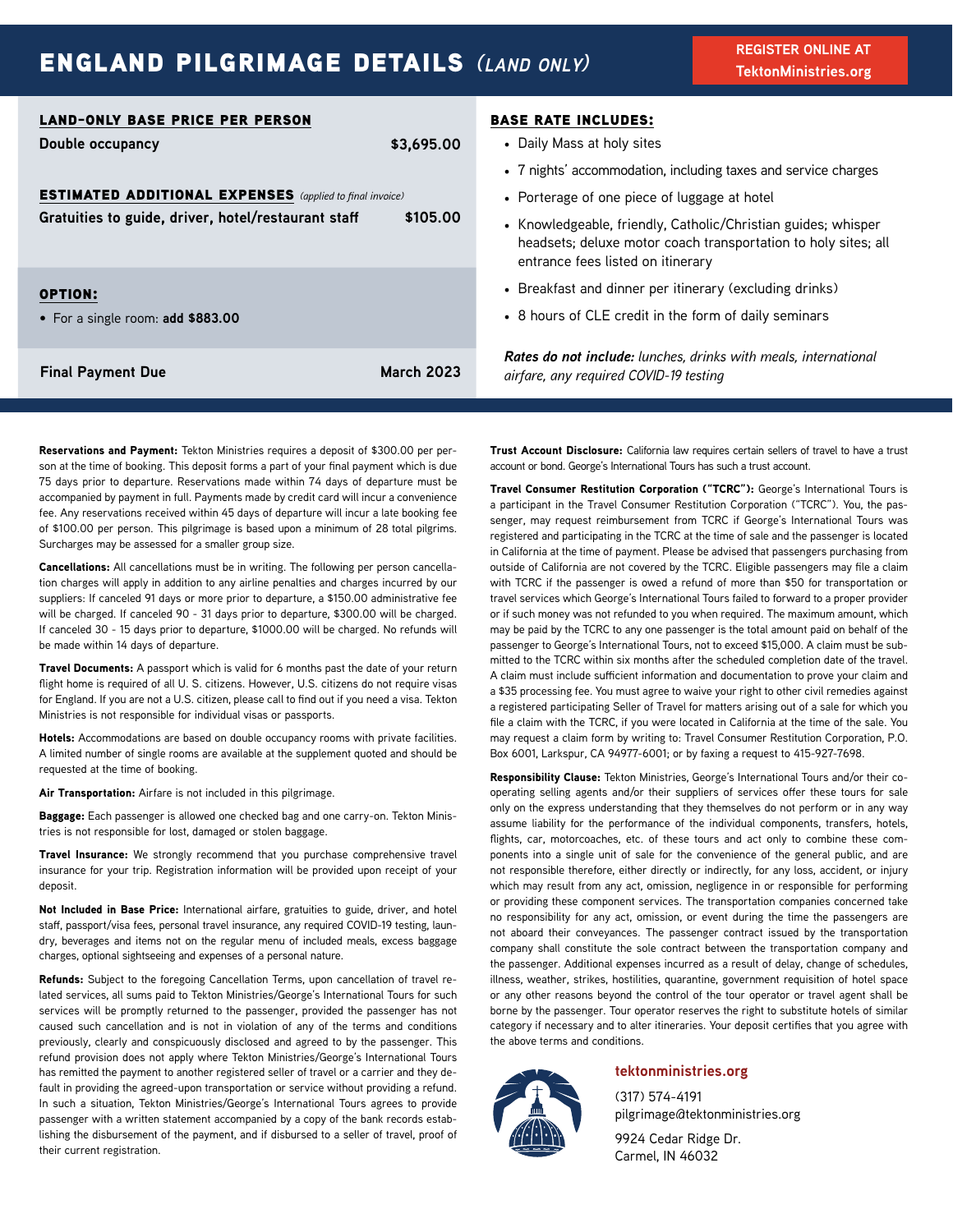# ENGLAND PILGRIMAGE DETAILS *(LAND ONLY)*

**REGISTER ONLINE AT TektonMinistries.org**

**LAND-ONLY BASE PRICE PER PERSON**

| | |
|---|---|
| **Double occupancy** | **$3,695.00** |

**ESTIMATED ADDITIONAL EXPENSES** *(applied to final invoice)*

| | |
|---|---|
| **Gratuities to guide, driver, hotel/restaurant staff** | **$105.00** |

**OPTION:**

- For a single room: **add $883.00**

| | |
|---|---|
| **Final Payment Due** | **March 2023** |

**BASE RATE INCLUDES:**

- Daily Mass at holy sites
- 7 nights' accommodation, including taxes and service charges
- Porterage of one piece of luggage at hotel
- Knowledgeable, friendly, Catholic/Christian guides; whisper headsets; deluxe motor coach transportation to holy sites; all entrance fees listed on itinerary
- Breakfast and dinner per itinerary (excluding drinks)
- 8 hours of CLE credit in the form of daily seminars

***Rates do not include:*** *lunches, drinks with meals, international airfare, any required COVID-19 testing*

**Reservations and Payment:** Tekton Ministries requires a deposit of $300.00 per person at the time of booking. This deposit forms a part of your final payment which is due 75 days prior to departure. Reservations made within 74 days of departure must be accompanied by payment in full. Payments made by credit card will incur a convenience fee. Any reservations received within 45 days of departure will incur a late booking fee of $100.00 per person. This pilgrimage is based upon a minimum of 28 total pilgrims. Surcharges may be assessed for a smaller group size.

**Cancellations:** All cancellations must be in writing. The following per person cancellation charges will apply in addition to any airline penalties and charges incurred by our suppliers: If canceled 91 days or more prior to departure, a $150.00 administrative fee will be charged. If canceled 90 - 31 days prior to departure, $300.00 will be charged. If canceled 30 - 15 days prior to departure, $1000.00 will be charged. No refunds will be made within 14 days of departure.

**Travel Documents:** A passport which is valid for 6 months past the date of your return flight home is required of all U. S. citizens. However, U.S. citizens do not require visas for England. If you are not a U.S. citizen, please call to find out if you need a visa. Tekton Ministries is not responsible for individual visas or passports.

**Hotels:** Accommodations are based on double occupancy rooms with private facilities. A limited number of single rooms are available at the supplement quoted and should be requested at the time of booking.

**Air Transportation:** Airfare is not included in this pilgrimage.

**Baggage:** Each passenger is allowed one checked bag and one carry-on. Tekton Ministries is not responsible for lost, damaged or stolen baggage.

**Travel Insurance:** We strongly recommend that you purchase comprehensive travel insurance for your trip. Registration information will be provided upon receipt of your deposit.

**Not Included in Base Price:** International airfare, gratuities to guide, driver, and hotel staff, passport/visa fees, personal travel insurance, any required COVID-19 testing, laundry, beverages and items not on the regular menu of included meals, excess baggage charges, optional sightseeing and expenses of a personal nature.

**Refunds:** Subject to the foregoing Cancellation Terms, upon cancellation of travel related services, all sums paid to Tekton Ministries/George's International Tours for such services will be promptly returned to the passenger, provided the passenger has not caused such cancellation and is not in violation of any of the terms and conditions previously, clearly and conspicuously disclosed and agreed to by the passenger. This refund provision does not apply where Tekton Ministries/George's International Tours has remitted the payment to another registered seller of travel or a carrier and they default in providing the agreed-upon transportation or service without providing a refund. In such a situation, Tekton Ministries/George's International Tours agrees to provide passenger with a written statement accompanied by a copy of the bank records establishing the disbursement of the payment, and if disbursed to a seller of travel, proof of their current registration.

**Trust Account Disclosure:** California law requires certain sellers of travel to have a trust account or bond. George's International Tours has such a trust account.

**Travel Consumer Restitution Corporation ("TCRC"):** George's International Tours is a participant in the Travel Consumer Restitution Corporation ("TCRC"). You, the passenger, may request reimbursement from TCRC if George's International Tours was registered and participating in the TCRC at the time of sale and the passenger is located in California at the time of payment. Please be advised that passengers purchasing from outside of California are not covered by the TCRC. Eligible passengers may file a claim with TCRC if the passenger is owed a refund of more than $50 for transportation or travel services which George's International Tours failed to forward to a proper provider or if such money was not refunded to you when required. The maximum amount, which may be paid by the TCRC to any one passenger is the total amount paid on behalf of the passenger to George's International Tours, not to exceed $15,000. A claim must be submitted to the TCRC within six months after the scheduled completion date of the travel. A claim must include sufficient information and documentation to prove your claim and a $35 processing fee. You must agree to waive your right to other civil remedies against a registered participating Seller of Travel for matters arising out of a sale for which you file a claim with the TCRC, if you were located in California at the time of the sale. You may request a claim form by writing to: Travel Consumer Restitution Corporation, P.O. Box 6001, Larkspur, CA 94977-6001; or by faxing a request to 415-927-7698.

**Responsibility Clause:** Tekton Ministries, George's International Tours and/or their cooperating selling agents and/or their suppliers of services offer these tours for sale only on the express understanding that they themselves do not perform or in any way assume liability for the performance of the individual components, transfers, hotels, flights, car, motorcoaches, etc. of these tours and act only to combine these components into a single unit of sale for the convenience of the general public, and are not responsible therefore, either directly or indirectly, for any loss, accident, or injury which may result from any act, omission, negligence in or responsible for performing or providing these component services. The transportation companies concerned take no responsibility for any act, omission, or event during the time the passengers are not aboard their conveyances. The passenger contract issued by the transportation company shall constitute the sole contract between the transportation company and the passenger. Additional expenses incurred as a result of delay, change of schedules, illness, weather, strikes, hostilities, quarantine, government requisition of hotel space or any other reasons beyond the control of the tour operator or travel agent shall be borne by the passenger. Tour operator reserves the right to substitute hotels of similar category if necessary and to alter itineraries. Your deposit certifies that you agree with the above terms and conditions.

**tektonministries.org**

(317) 574-4191
pilgrimage@tektonministries.org

9924 Cedar Ridge Dr.
Carmel, IN 46032